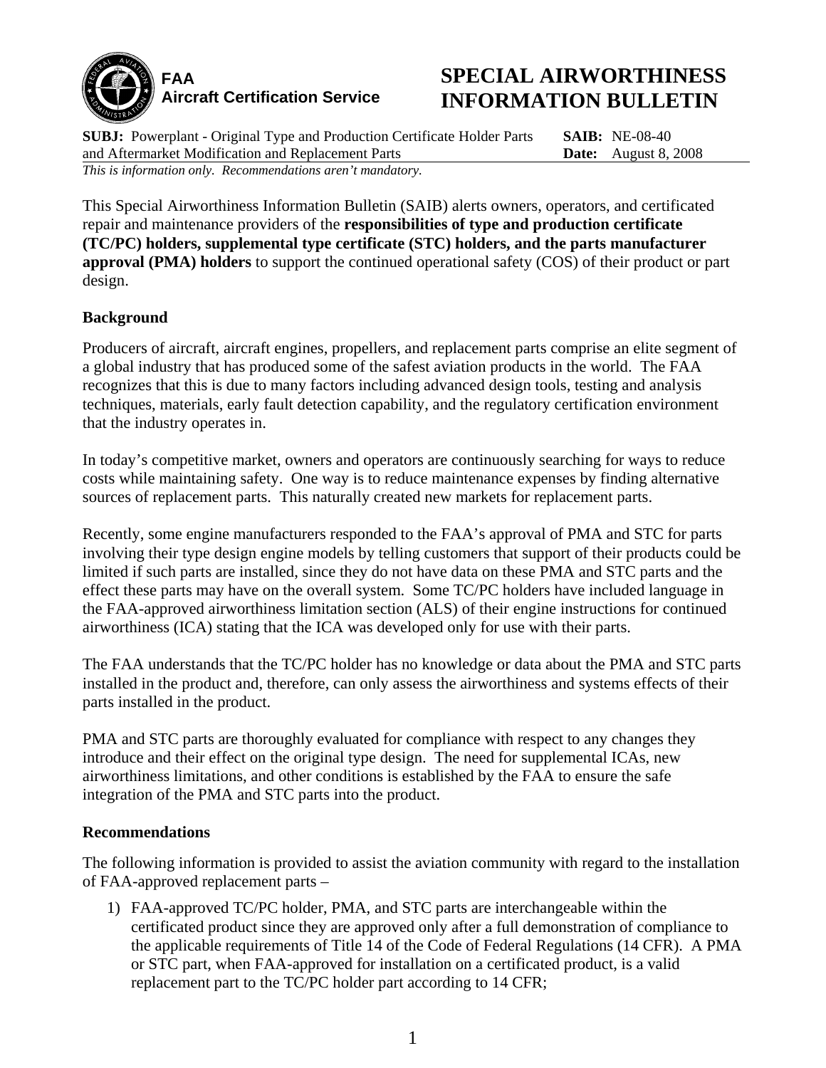**FAA**
**Aircraft Certification Service**

# SPECIAL AIRWORTHINESS INFORMATION BULLETIN

**SUBJ:** Powerplant - Original Type and Production Certificate Holder Parts and Aftermarket Modification and Replacement Parts

**SAIB:** NE-08-40
**Date:** August 8, 2008

*This is information only. Recommendations aren't mandatory.*

This Special Airworthiness Information Bulletin (SAIB) alerts owners, operators, and certificated repair and maintenance providers of the **responsibilities of type and production certificate (TC/PC) holders, supplemental type certificate (STC) holders, and the parts manufacturer approval (PMA) holders** to support the continued operational safety (COS) of their product or part design.

## Background

Producers of aircraft, aircraft engines, propellers, and replacement parts comprise an elite segment of a global industry that has produced some of the safest aviation products in the world. The FAA recognizes that this is due to many factors including advanced design tools, testing and analysis techniques, materials, early fault detection capability, and the regulatory certification environment that the industry operates in.

In today's competitive market, owners and operators are continuously searching for ways to reduce costs while maintaining safety. One way is to reduce maintenance expenses by finding alternative sources of replacement parts. This naturally created new markets for replacement parts.

Recently, some engine manufacturers responded to the FAA's approval of PMA and STC for parts involving their type design engine models by telling customers that support of their products could be limited if such parts are installed, since they do not have data on these PMA and STC parts and the effect these parts may have on the overall system. Some TC/PC holders have included language in the FAA-approved airworthiness limitation section (ALS) of their engine instructions for continued airworthiness (ICA) stating that the ICA was developed only for use with their parts.

The FAA understands that the TC/PC holder has no knowledge or data about the PMA and STC parts installed in the product and, therefore, can only assess the airworthiness and systems effects of their parts installed in the product.

PMA and STC parts are thoroughly evaluated for compliance with respect to any changes they introduce and their effect on the original type design. The need for supplemental ICAs, new airworthiness limitations, and other conditions is established by the FAA to ensure the safe integration of the PMA and STC parts into the product.

## Recommendations

The following information is provided to assist the aviation community with regard to the installation of FAA-approved replacement parts –

1) FAA-approved TC/PC holder, PMA, and STC parts are interchangeable within the certificated product since they are approved only after a full demonstration of compliance to the applicable requirements of Title 14 of the Code of Federal Regulations (14 CFR). A PMA or STC part, when FAA-approved for installation on a certificated product, is a valid replacement part to the TC/PC holder part according to 14 CFR;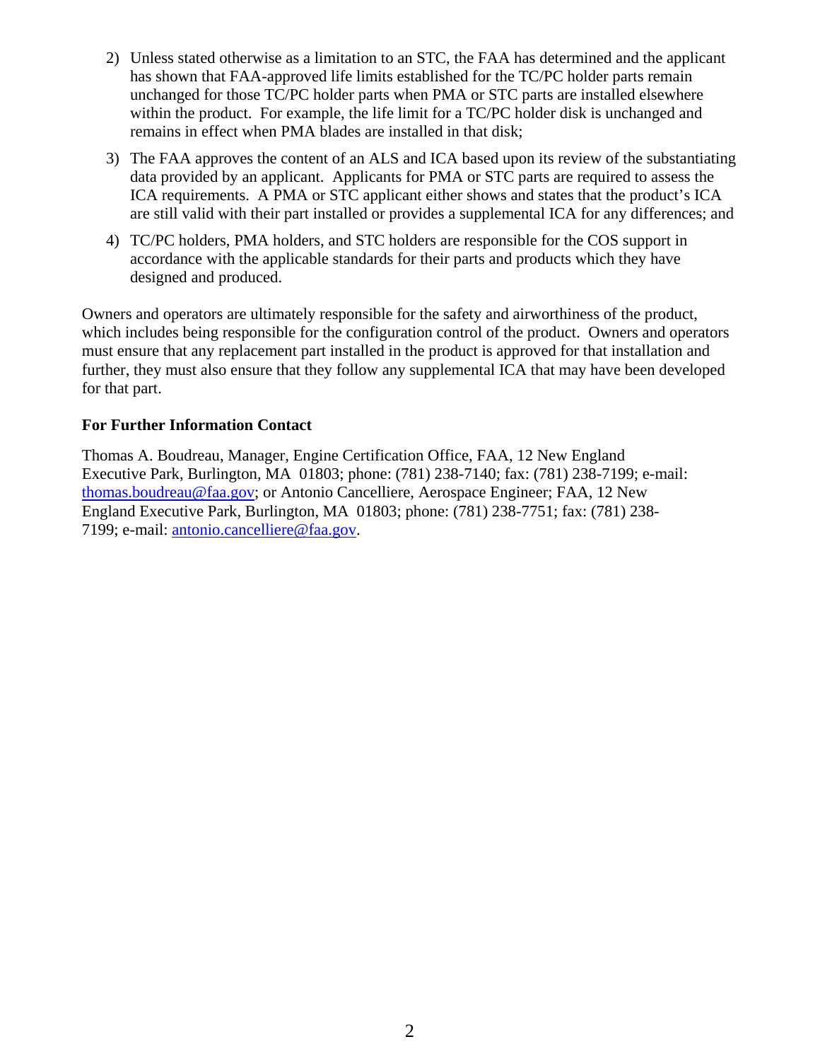2) Unless stated otherwise as a limitation to an STC, the FAA has determined and the applicant has shown that FAA-approved life limits established for the TC/PC holder parts remain unchanged for those TC/PC holder parts when PMA or STC parts are installed elsewhere within the product. For example, the life limit for a TC/PC holder disk is unchanged and remains in effect when PMA blades are installed in that disk;

3) The FAA approves the content of an ALS and ICA based upon its review of the substantiating data provided by an applicant. Applicants for PMA or STC parts are required to assess the ICA requirements. A PMA or STC applicant either shows and states that the product's ICA are still valid with their part installed or provides a supplemental ICA for any differences; and

4) TC/PC holders, PMA holders, and STC holders are responsible for the COS support in accordance with the applicable standards for their parts and products which they have designed and produced.

Owners and operators are ultimately responsible for the safety and airworthiness of the product, which includes being responsible for the configuration control of the product. Owners and operators must ensure that any replacement part installed in the product is approved for that installation and further, they must also ensure that they follow any supplemental ICA that may have been developed for that part.

**For Further Information Contact**

Thomas A. Boudreau, Manager, Engine Certification Office, FAA, 12 New England Executive Park, Burlington, MA 01803; phone: (781) 238-7140; fax: (781) 238-7199; e-mail: thomas.boudreau@faa.gov; or Antonio Cancelliere, Aerospace Engineer; FAA, 12 New England Executive Park, Burlington, MA 01803; phone: (781) 238-7751; fax: (781) 238-7199; e-mail: antonio.cancelliere@faa.gov.